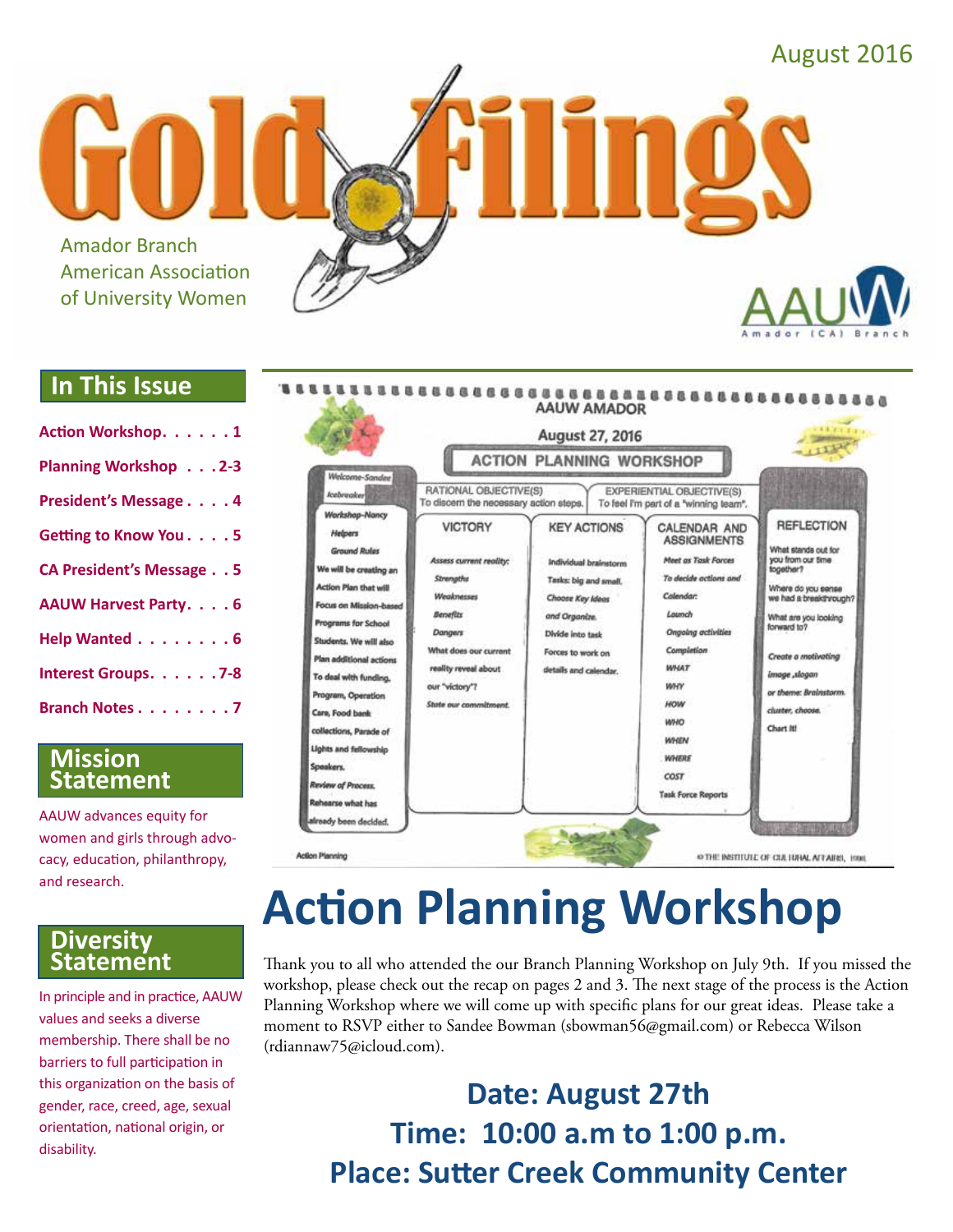August 2016

# Gold Filings

Amador Branch
American Association
of University Women

AAUW Amador (CA) Branch

## In This Issue

- Action Workshop. . . . . . 1
- Planning Workshop . . . 2-3
- President's Message . . . . 4
- Getting to Know You . . . . 5
- CA President's Message . . 5
- AAUW Harvest Party. . . . 6
- Help Wanted . . . . . . . . 6
- Interest Groups. . . . . . 7-8
- Branch Notes . . . . . . . . 7

## Mission Statement

AAUW advances equity for women and girls through advocacy, education, philanthropy, and research.

## Diversity Statement

In principle and in practice, AAUW values and seeks a diverse membership. There shall be no barriers to full participation in this organization on the basis of gender, race, creed, age, sexual orientation, national origin, or disability.

AAUW AMADOR

August 27, 2016

ACTION PLANNING WORKSHOP

Welcome-Sandee

Icebreaker

Workshop-Nancy

Helpers

Ground Rules

We will be creating an Action Plan that will Focus on Mission-based Programs for School Students. We will also Plan additional actions To deal with funding, Program, Operation Care, Food bank collections, Parade of Lights and fellowship Speakers.

Review of Process.

Rehearse what has already been decided.

| RATIONAL OBJECTIVE(S) To discern the necessary action steps. | | EXPERIENTIAL OBJECTIVE(S) To feel I'm part of a "winning team". | |
|---|---|---|---|
| VICTORY | KEY ACTIONS | CALENDAR AND ASSIGNMENTS | REFLECTION |
| Assess current reality: Strengths Weaknesses Benefits Dangers What does our current reality reveal about our "victory"? State our commitment. | Individual brainstorm Tasks: big and small. Choose Key Ideas and Organize. Divide into task Forces to work on details and calendar. | Meet as Task Forces To decide actions and Calendar: Launch Ongoing activities Completion WHAT WHY HOW WHO WHEN WHERE COST Task Force Reports | What stands out for you from our time together? Where do you sense we had a breakthrough? What are you looking forward to? Create a motivating image, slogan or theme: Brainstorm. cluster, choose. Chart It! |

Action Planning

© THE INSTITUTE OF CULTURAL AFFAIRS, 1996

# Action Planning Workshop

Thank you to all who attended the our Branch Planning Workshop on July 9th. If you missed the workshop, please check out the recap on pages 2 and 3. The next stage of the process is the Action Planning Workshop where we will come up with specific plans for our great ideas. Please take a moment to RSVP either to Sandee Bowman (sbowman56@gmail.com) or Rebecca Wilson (rdiannaw75@icloud.com).

**Date: August 27th**
**Time: 10:00 a.m to 1:00 p.m.**
**Place: Sutter Creek Community Center**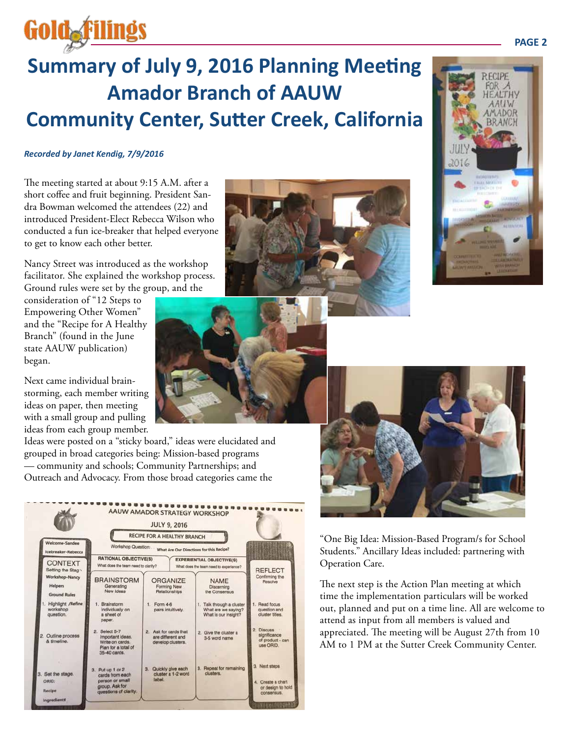# Summary of July 9, 2016 Planning Meeting Amador Branch of AAUW Community Center, Sutter Creek, California

***Recorded by Janet Kendig, 7/9/2016***

The meeting started at about 9:15 A.M. after a short coffee and fruit beginning. President Sandra Bowman welcomed the attendees (22) and introduced President-Elect Rebecca Wilson who conducted a fun ice-breaker that helped everyone to get to know each other better.

Nancy Street was introduced as the workshop facilitator. She explained the workshop process. Ground rules were set by the group, and the consideration of "12 Steps to Empowering Other Women" and the "Recipe for A Healthy Branch" (found in the June state AAUW publication) began.

Next came individual brainstorming, each member writing ideas on paper, then meeting with a small group and pulling ideas from each group member. Ideas were posted on a "sticky board," ideas were elucidated and grouped in broad categories being: Mission-based programs — community and schools; Community Partnerships; and Outreach and Advocacy. From those broad categories came the "One Big Idea: Mission-Based Program/s for School Students." Ancillary Ideas included: partnering with Operation Care.

The next step is the Action Plan meeting at which time the implementation particulars will be worked out, planned and put on a time line. All are welcome to attend as input from all members is valued and appreciated. The meeting will be August 27th from 10 AM to 1 PM at the Sutter Creek Community Center.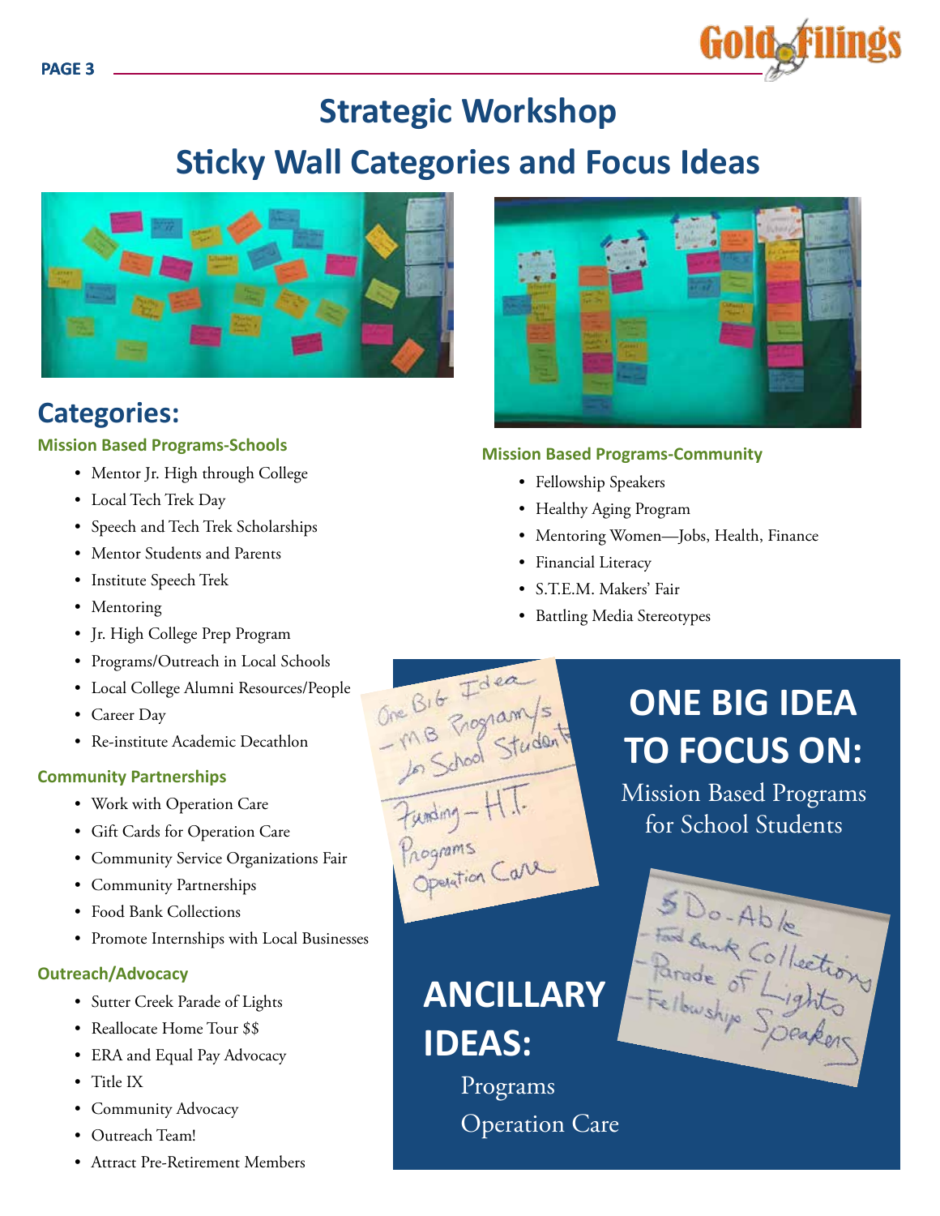# Strategic Workshop

## Sticky Wall Categories and Focus Ideas

## Categories:

### Mission Based Programs-Schools

- Mentor Jr. High through College
- Local Tech Trek Day
- Speech and Tech Trek Scholarships
- Mentor Students and Parents
- Institute Speech Trek
- Mentoring
- Jr. High College Prep Program
- Programs/Outreach in Local Schools
- Local College Alumni Resources/People
- Career Day
- Re-institute Academic Decathlon

### Community Partnerships

- Work with Operation Care
- Gift Cards for Operation Care
- Community Service Organizations Fair
- Community Partnerships
- Food Bank Collections
- Promote Internships with Local Businesses

### Outreach/Advocacy

- Sutter Creek Parade of Lights
- Reallocate Home Tour $$
- ERA and Equal Pay Advocacy
- Title IX
- Community Advocacy
- Outreach Team!
- Attract Pre-Retirement Members

### Mission Based Programs-Community

- Fellowship Speakers
- Healthy Aging Program
- Mentoring Women—Jobs, Health, Finance
- Financial Literacy
- S.T.E.M. Makers' Fair
- Battling Media Stereotypes

## ONE BIG IDEA TO FOCUS ON:

Mission Based Programs for School Students

## ANCILLARY IDEAS:

Programs

Operation Care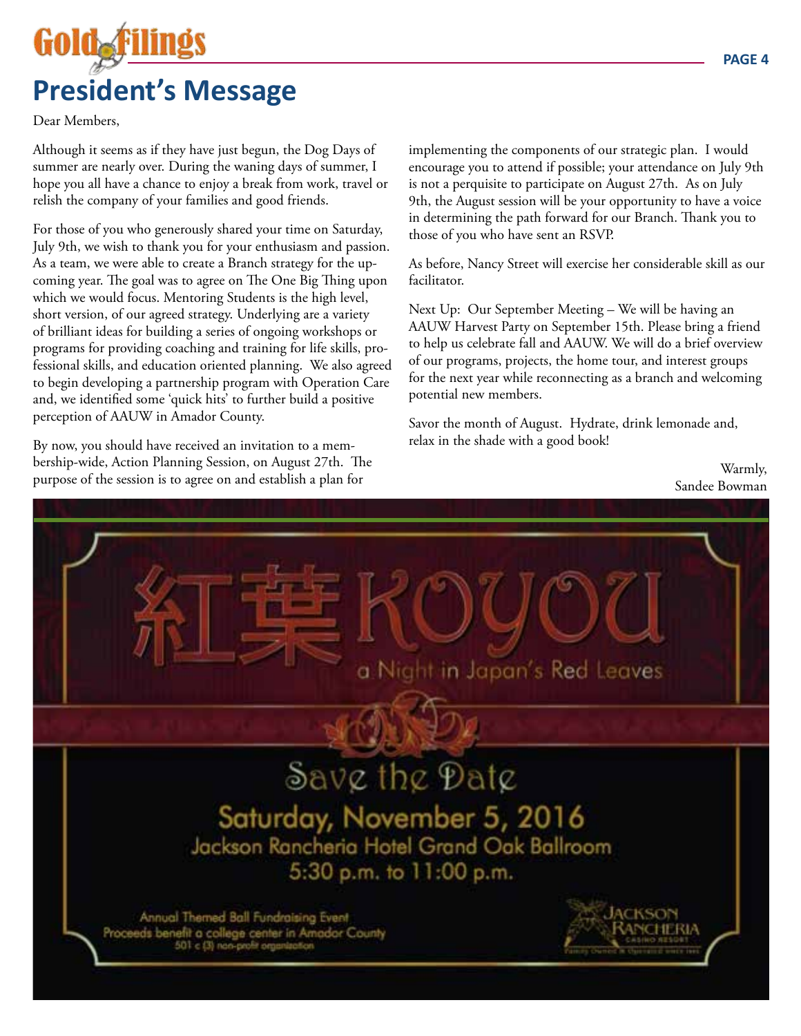# President's Message

Dear Members,

Although it seems as if they have just begun, the Dog Days of summer are nearly over. During the waning days of summer, I hope you all have a chance to enjoy a break from work, travel or relish the company of your families and good friends.

For those of you who generously shared your time on Saturday, July 9th, we wish to thank you for your enthusiasm and passion. As a team, we were able to create a Branch strategy for the upcoming year. The goal was to agree on The One Big Thing upon which we would focus. Mentoring Students is the high level, short version, of our agreed strategy. Underlying are a variety of brilliant ideas for building a series of ongoing workshops or programs for providing coaching and training for life skills, professional skills, and education oriented planning. We also agreed to begin developing a partnership program with Operation Care and, we identified some 'quick hits' to further build a positive perception of AAUW in Amador County.

By now, you should have received an invitation to a membership-wide, Action Planning Session, on August 27th. The purpose of the session is to agree on and establish a plan for implementing the components of our strategic plan. I would encourage you to attend if possible; your attendance on July 9th is not a perquisite to participate on August 27th. As on July 9th, the August session will be your opportunity to have a voice in determining the path forward for our Branch. Thank you to those of you who have sent an RSVP.

As before, Nancy Street will exercise her considerable skill as our facilitator.

Next Up: Our September Meeting – We will be having an AAUW Harvest Party on September 15th. Please bring a friend to help us celebrate fall and AAUW. We will do a brief overview of our programs, projects, the home tour, and interest groups for the next year while reconnecting as a branch and welcoming potential new members.

Savor the month of August. Hydrate, drink lemonade and, relax in the shade with a good book!

Warmly,
Sandee Bowman

## 紅葉 KOYOU

a Night in Japan's Red Leaves

### Save the Date

**Saturday, November 5, 2016**

Jackson Rancheria Hotel Grand Oak Ballroom

5:30 p.m. to 11:00 p.m.

Annual Themed Ball Fundraising Event
Proceeds benefit a college center in Amador County
501 c (3) non-profit organization

Jackson Rancheria Casino Resort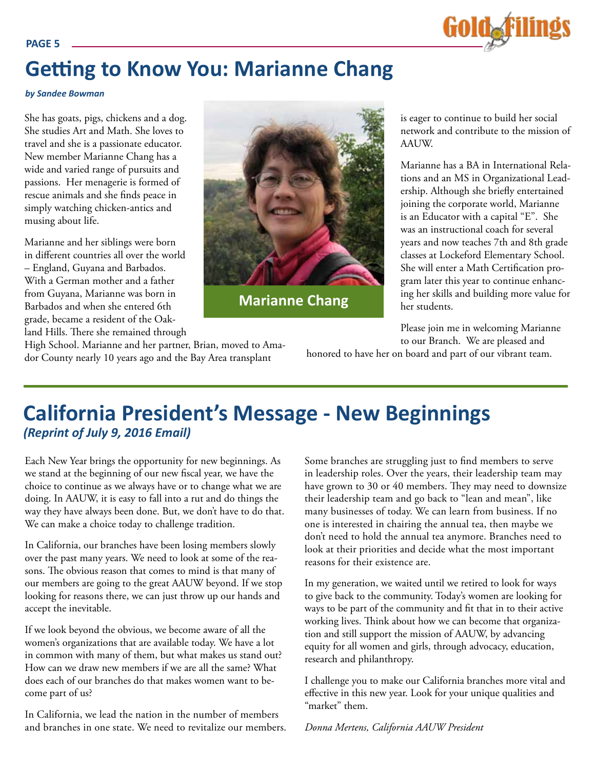# Getting to Know You: Marianne Chang

***by Sandee Bowman***

She has goats, pigs, chickens and a dog. She studies Art and Math. She loves to travel and she is a passionate educator. New member Marianne Chang has a wide and varied range of pursuits and passions. Her menagerie is formed of rescue animals and she finds peace in simply watching chicken-antics and musing about life.

Marianne and her siblings were born in different countries all over the world – England, Guyana and Barbados. With a German mother and a father from Guyana, Marianne was born in Barbados and when she entered 6th grade, became a resident of the Oakland Hills. There she remained through High School. Marianne and her partner, Brian, moved to Amador County nearly 10 years ago and the Bay Area transplant is eager to continue to build her social network and contribute to the mission of AAUW.

**Marianne Chang**

Marianne has a BA in International Relations and an MS in Organizational Leadership. Although she briefly entertained joining the corporate world, Marianne is an Educator with a capital "E". She was an instructional coach for several years and now teaches 7th and 8th grade classes at Lockeford Elementary School. She will enter a Math Certification program later this year to continue enhancing her skills and building more value for her students.

Please join me in welcoming Marianne to our Branch. We are pleased and honored to have her on board and part of our vibrant team.

# California President's Message - New Beginnings

***(Reprint of July 9, 2016 Email)***

Each New Year brings the opportunity for new beginnings. As we stand at the beginning of our new fiscal year, we have the choice to continue as we always have or to change what we are doing. In AAUW, it is easy to fall into a rut and do things the way they have always been done. But, we don't have to do that. We can make a choice today to challenge tradition.

In California, our branches have been losing members slowly over the past many years. We need to look at some of the reasons. The obvious reason that comes to mind is that many of our members are going to the great AAUW beyond. If we stop looking for reasons there, we can just throw up our hands and accept the inevitable.

If we look beyond the obvious, we become aware of all the women's organizations that are available today. We have a lot in common with many of them, but what makes us stand out? How can we draw new members if we are all the same? What does each of our branches do that makes women want to become part of us?

In California, we lead the nation in the number of members and branches in one state. We need to revitalize our members. Some branches are struggling just to find members to serve in leadership roles. Over the years, their leadership team may have grown to 30 or 40 members. They may need to downsize their leadership team and go back to "lean and mean", like many businesses of today. We can learn from business. If no one is interested in chairing the annual tea, then maybe we don't need to hold the annual tea anymore. Branches need to look at their priorities and decide what the most important reasons for their existence are.

In my generation, we waited until we retired to look for ways to give back to the community. Today's women are looking for ways to be part of the community and fit that in to their active working lives. Think about how we can become that organization and still support the mission of AAUW, by advancing equity for all women and girls, through advocacy, education, research and philanthropy.

I challenge you to make our California branches more vital and effective in this new year. Look for your unique qualities and "market" them.

*Donna Mertens, California AAUW President*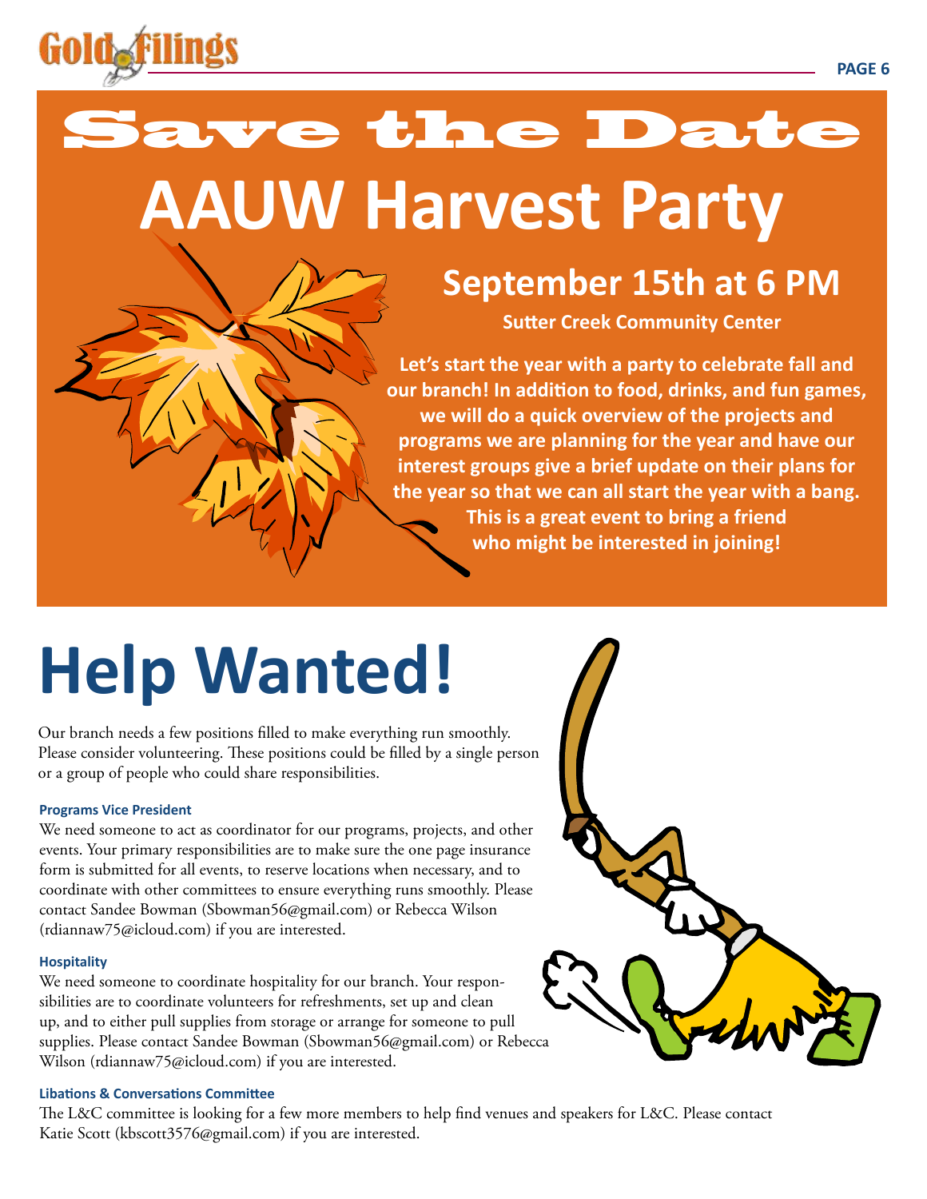# Save the Date

# AAUW Harvest Party

## September 15th at 6 PM

**Sutter Creek Community Center**

**Let's start the year with a party to celebrate fall and our branch! In addition to food, drinks, and fun games, we will do a quick overview of the projects and programs we are planning for the year and have our interest groups give a brief update on their plans for the year so that we can all start the year with a bang. This is a great event to bring a friend who might be interested in joining!**

# Help Wanted!

Our branch needs a few positions filled to make everything run smoothly. Please consider volunteering. These positions could be filled by a single person or a group of people who could share responsibilities.

### Programs Vice President

We need someone to act as coordinator for our programs, projects, and other events. Your primary responsibilities are to make sure the one page insurance form is submitted for all events, to reserve locations when necessary, and to coordinate with other committees to ensure everything runs smoothly. Please contact Sandee Bowman (Sbowman56@gmail.com) or Rebecca Wilson (rdiannaw75@icloud.com) if you are interested.

### Hospitality

We need someone to coordinate hospitality for our branch. Your responsibilities are to coordinate volunteers for refreshments, set up and clean up, and to either pull supplies from storage or arrange for someone to pull supplies. Please contact Sandee Bowman (Sbowman56@gmail.com) or Rebecca Wilson (rdiannaw75@icloud.com) if you are interested.

### Libations & Conversations Committee

The L&C committee is looking for a few more members to help find venues and speakers for L&C. Please contact Katie Scott (kbscott3576@gmail.com) if you are interested.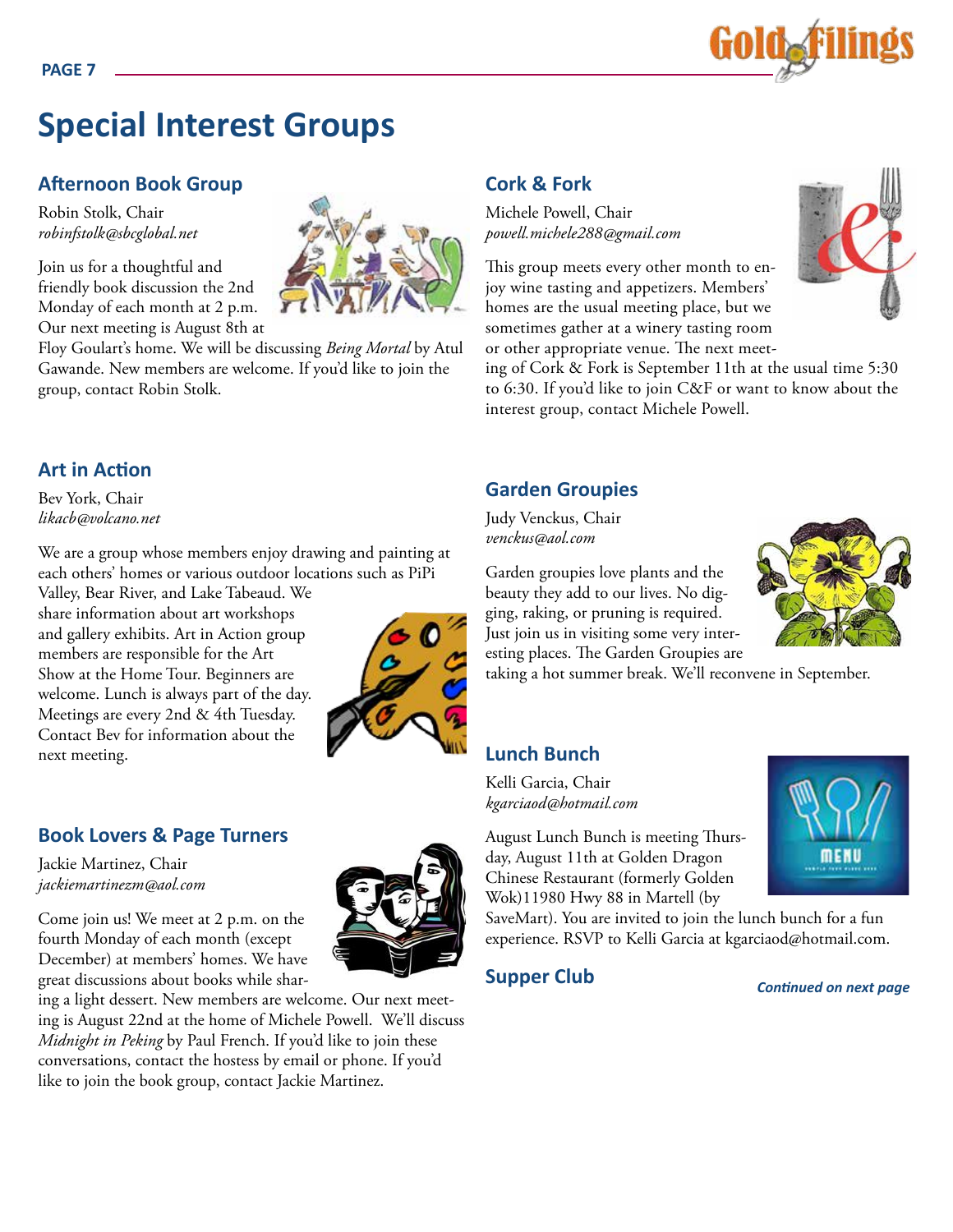# Special Interest Groups

## Afternoon Book Group

Robin Stolk, Chair
*robinfstolk@sbcglobal.net*

Join us for a thoughtful and friendly book discussion the 2nd Monday of each month at 2 p.m. Our next meeting is August 8th at Floy Goulart's home. We will be discussing *Being Mortal* by Atul Gawande. New members are welcome. If you'd like to join the group, contact Robin Stolk.

## Art in Action

Bev York, Chair
*likacb@volcano.net*

We are a group whose members enjoy drawing and painting at each others' homes or various outdoor locations such as PiPi Valley, Bear River, and Lake Tabeaud. We share information about art workshops and gallery exhibits. Art in Action group members are responsible for the Art Show at the Home Tour. Beginners are welcome. Lunch is always part of the day. Meetings are every 2nd & 4th Tuesday. Contact Bev for information about the next meeting.

## Book Lovers & Page Turners

Jackie Martinez, Chair
*jackiemartinezm@aol.com*

Come join us! We meet at 2 p.m. on the fourth Monday of each month (except December) at members' homes. We have great discussions about books while sharing a light dessert. New members are welcome. Our next meeting is August 22nd at the home of Michele Powell. We'll discuss *Midnight in Peking* by Paul French. If you'd like to join these conversations, contact the hostess by email or phone. If you'd like to join the book group, contact Jackie Martinez.

## Cork & Fork

Michele Powell, Chair
*powell.michele288@gmail.com*

This group meets every other month to enjoy wine tasting and appetizers. Members' homes are the usual meeting place, but we sometimes gather at a winery tasting room or other appropriate venue. The next meeting of Cork & Fork is September 11th at the usual time 5:30 to 6:30. If you'd like to join C&F or want to know about the interest group, contact Michele Powell.

## Garden Groupies

Judy Venckus, Chair
*venckus@aol.com*

Garden groupies love plants and the beauty they add to our lives. No digging, raking, or pruning is required. Just join us in visiting some very interesting places. The Garden Groupies are taking a hot summer break. We'll reconvene in September.

## Lunch Bunch

Kelli Garcia, Chair
*kgarciaod@hotmail.com*

August Lunch Bunch is meeting Thursday, August 11th at Golden Dragon Chinese Restaurant (formerly Golden Wok)11980 Hwy 88 in Martell (by SaveMart). You are invited to join the lunch bunch for a fun experience. RSVP to Kelli Garcia at kgarciaod@hotmail.com.

## Supper Club

***Continued on next page***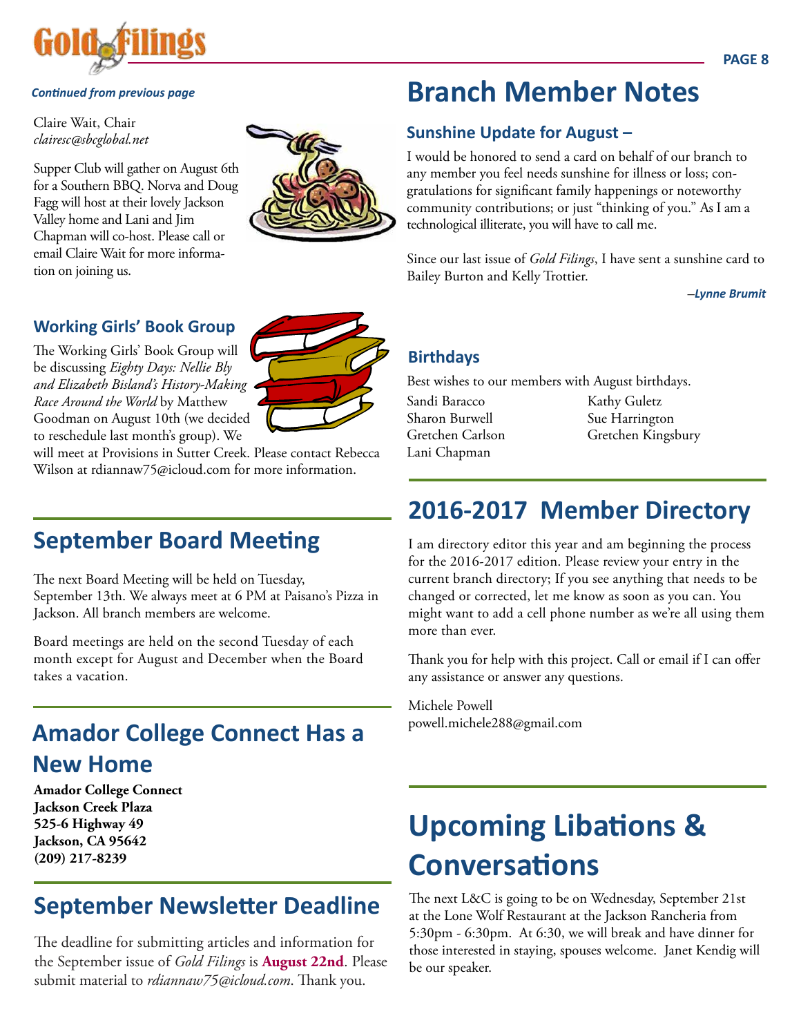*Continued from previous page*

Claire Wait, Chair
*clairesc@sbcglobal.net*

Supper Club will gather on August 6th for a Southern BBQ. Norva and Doug Fagg will host at their lovely Jackson Valley home and Lani and Jim Chapman will co-host. Please call or email Claire Wait for more information on joining us.

### Working Girls' Book Group

The Working Girls' Book Group will be discussing *Eighty Days: Nellie Bly and Elizabeth Bisland's History-Making Race Around the World* by Matthew Goodman on August 10th (we decided to reschedule last month's group). We will meet at Provisions in Sutter Creek. Please contact Rebecca Wilson at rdiannaw75@icloud.com for more information.

## September Board Meeting

The next Board Meeting will be held on Tuesday, September 13th. We always meet at 6 PM at Paisano's Pizza in Jackson. All branch members are welcome.

Board meetings are held on the second Tuesday of each month except for August and December when the Board takes a vacation.

## Amador College Connect Has a New Home

**Amador College Connect**
**Jackson Creek Plaza**
**525-6 Highway 49**
**Jackson, CA 95642**
**(209) 217-8239**

## September Newsletter Deadline

The deadline for submitting articles and information for the September issue of *Gold Filings* is **August 22nd**. Please submit material to *rdiannaw75@icloud.com*. Thank you.

# Branch Member Notes

### Sunshine Update for August –

I would be honored to send a card on behalf of our branch to any member you feel needs sunshine for illness or loss; congratulations for significant family happenings or noteworthy community contributions; or just "thinking of you." As I am a technological illiterate, you will have to call me.

Since our last issue of *Gold Filings*, I have sent a sunshine card to Bailey Burton and Kelly Trottier.

*–Lynne Brumit*

### Birthdays

Best wishes to our members with August birthdays.

Sandi Baracco
Sharon Burwell
Gretchen Carlson
Lani Chapman
Kathy Guletz
Sue Harrington
Gretchen Kingsbury

## 2016-2017 Member Directory

I am directory editor this year and am beginning the process for the 2016-2017 edition. Please review your entry in the current branch directory; If you see anything that needs to be changed or corrected, let me know as soon as you can. You might want to add a cell phone number as we're all using them more than ever.

Thank you for help with this project. Call or email if I can offer any assistance or answer any questions.

Michele Powell
powell.michele288@gmail.com

## Upcoming Libations & Conversations

The next L&C is going to be on Wednesday, September 21st at the Lone Wolf Restaurant at the Jackson Rancheria from 5:30pm - 6:30pm. At 6:30, we will break and have dinner for those interested in staying, spouses welcome. Janet Kendig will be our speaker.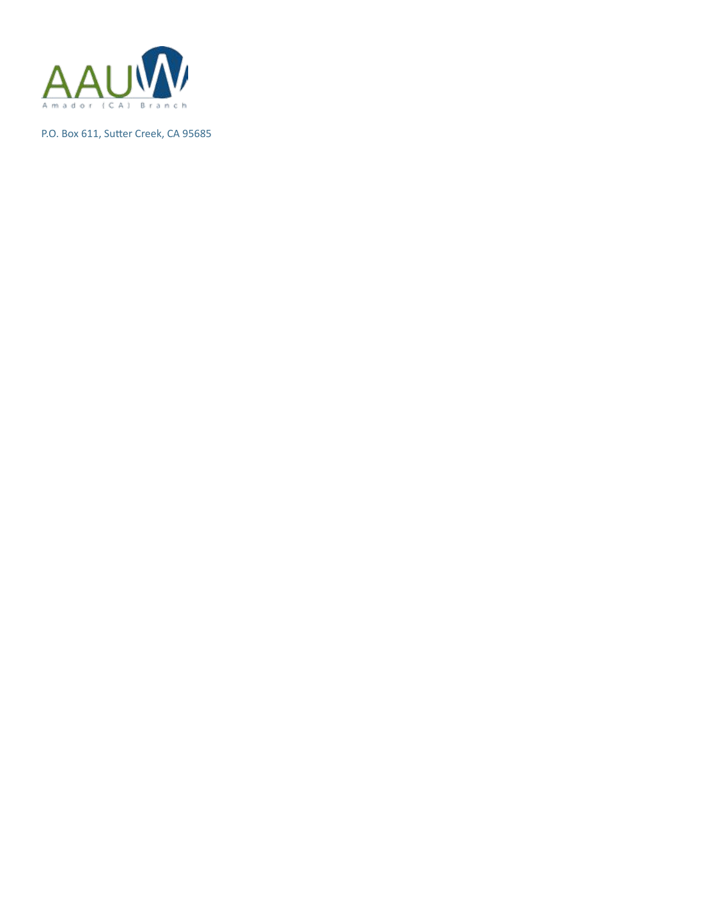AAUW

Amador (CA) Branch

P.O. Box 611, Sutter Creek, CA 95685